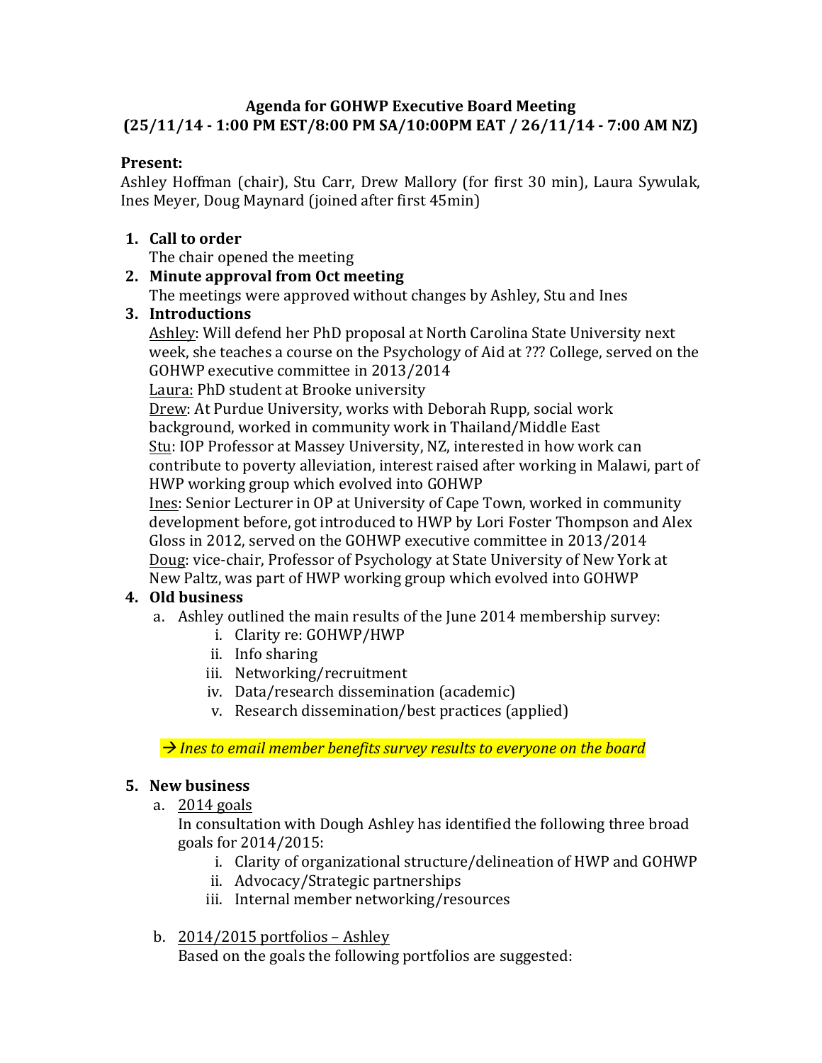**Agenda for GOHWP Executive Board Meeting**
**(25/11/14 - 1:00 PM EST/8:00 PM SA/10:00PM EAT / 26/11/14 - 7:00 AM NZ)**

**Present:**
Ashley Hoffman (chair), Stu Carr, Drew Mallory (for first 30 min), Laura Sywulak, Ines Meyer, Doug Maynard (joined after first 45min)

1. **Call to order**
   The chair opened the meeting
2. **Minute approval from Oct meeting**
   The meetings were approved without changes by Ashley, Stu and Ines
3. **Introductions**
   Ashley: Will defend her PhD proposal at North Carolina State University next week, she teaches a course on the Psychology of Aid at ??? College, served on the GOHWP executive committee in 2013/2014
   Laura: PhD student at Brooke university
   Drew: At Purdue University, works with Deborah Rupp, social work background, worked in community work in Thailand/Middle East
   Stu: IOP Professor at Massey University, NZ, interested in how work can contribute to poverty alleviation, interest raised after working in Malawi, part of HWP working group which evolved into GOHWP
   Ines: Senior Lecturer in OP at University of Cape Town, worked in community development before, got introduced to HWP by Lori Foster Thompson and Alex Gloss in 2012, served on the GOHWP executive committee in 2013/2014
   Doug: vice-chair, Professor of Psychology at State University of New York at New Paltz, was part of HWP working group which evolved into GOHWP
4. **Old business**
   a. Ashley outlined the main results of the June 2014 membership survey:
      i. Clarity re: GOHWP/HWP
      ii. Info sharing
      iii. Networking/recruitment
      iv. Data/research dissemination (academic)
      v. Research dissemination/best practices (applied)

   → *Ines to email member benefits survey results to everyone on the board*

5. **New business**
   a. 2014 goals
      In consultation with Dough Ashley has identified the following three broad goals for 2014/2015:
      i. Clarity of organizational structure/delineation of HWP and GOHWP
      ii. Advocacy/Strategic partnerships
      iii. Internal member networking/resources

   b. 2014/2015 portfolios – Ashley
      Based on the goals the following portfolios are suggested: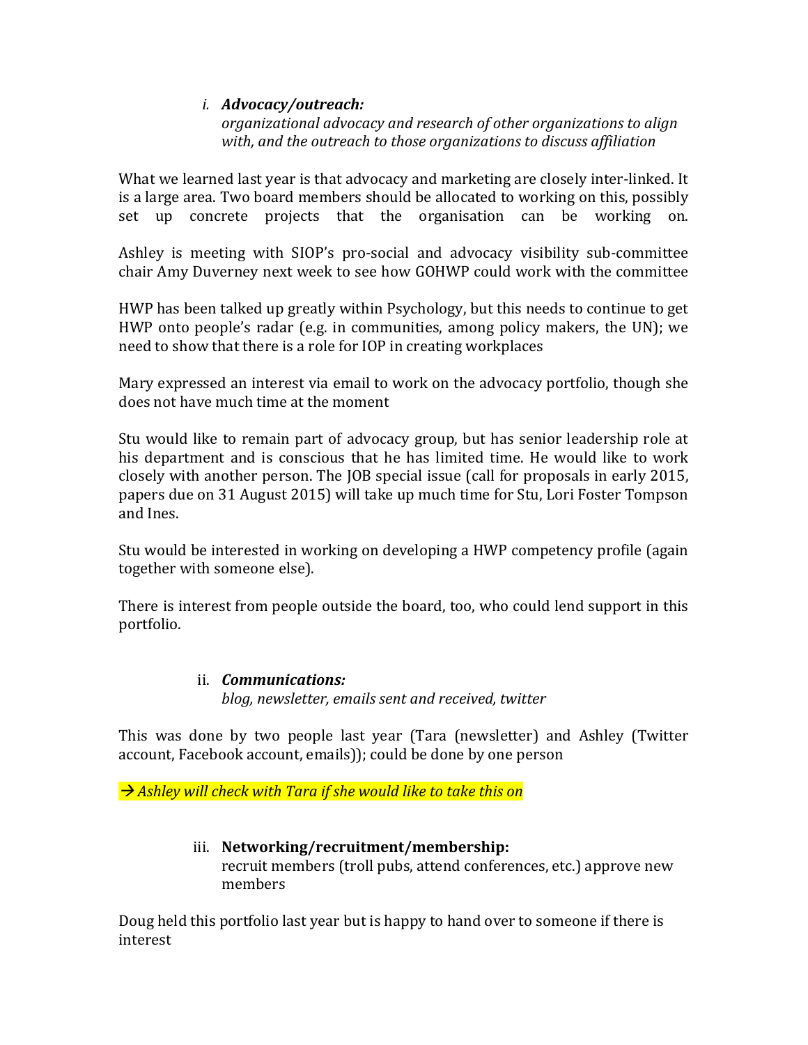i. ***Advocacy/outreach:***
*organizational advocacy and research of other organizations to align with, and the outreach to those organizations to discuss affiliation*

What we learned last year is that advocacy and marketing are closely inter-linked. It is a large area. Two board members should be allocated to working on this, possibly set up concrete projects that the organisation can be working on.

Ashley is meeting with SIOP's pro-social and advocacy visibility sub-committee chair Amy Duverney next week to see how GOHWP could work with the committee

HWP has been talked up greatly within Psychology, but this needs to continue to get HWP onto people's radar (e.g. in communities, among policy makers, the UN); we need to show that there is a role for IOP in creating workplaces

Mary expressed an interest via email to work on the advocacy portfolio, though she does not have much time at the moment

Stu would like to remain part of advocacy group, but has senior leadership role at his department and is conscious that he has limited time. He would like to work closely with another person. The JOB special issue (call for proposals in early 2015, papers due on 31 August 2015) will take up much time for Stu, Lori Foster Tompson and Ines.

Stu would be interested in working on developing a HWP competency profile (again together with someone else).

There is interest from people outside the board, too, who could lend support in this portfolio.

ii. ***Communications:***
*blog, newsletter, emails sent and received, twitter*

This was done by two people last year (Tara (newsletter) and Ashley (Twitter account, Facebook account, emails)); could be done by one person

*→ Ashley will check with Tara if she would like to take this on*

iii. **Networking/recruitment/membership:**
recruit members (troll pubs, attend conferences, etc.) approve new members

Doug held this portfolio last year but is happy to hand over to someone if there is interest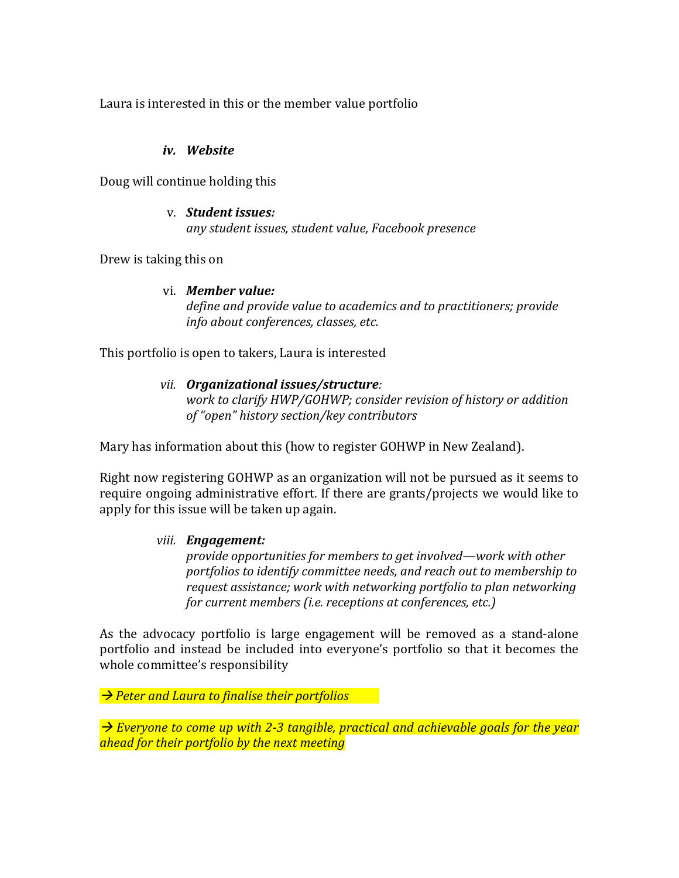Laura is interested in this or the member value portfolio

*iv.* ***Website***

Doug will continue holding this

v. ***Student issues:***
*any student issues, student value, Facebook presence*

Drew is taking this on

vi. ***Member value:***
*define and provide value to academics and to practitioners; provide info about conferences, classes, etc.*

This portfolio is open to takers, Laura is interested

*vii.* ***Organizational issues/structure****:*
*work to clarify HWP/GOHWP; consider revision of history or addition of "open" history section/key contributors*

Mary has information about this (how to register GOHWP in New Zealand).

Right now registering GOHWP as an organization will not be pursued as it seems to require ongoing administrative effort. If there are grants/projects we would like to apply for this issue will be taken up again.

*viii.* ***Engagement:***
*provide opportunities for members to get involved—work with other portfolios to identify committee needs, and reach out to membership to request assistance; work with networking portfolio to plan networking for current members (i.e. receptions at conferences, etc.)*

As the advocacy portfolio is large engagement will be removed as a stand-alone portfolio and instead be included into everyone's portfolio so that it becomes the whole committee's responsibility

*→ Peter and Laura to finalise their portfolios*

*→ Everyone to come up with 2-3 tangible, practical and achievable goals for the year ahead for their portfolio by the next meeting*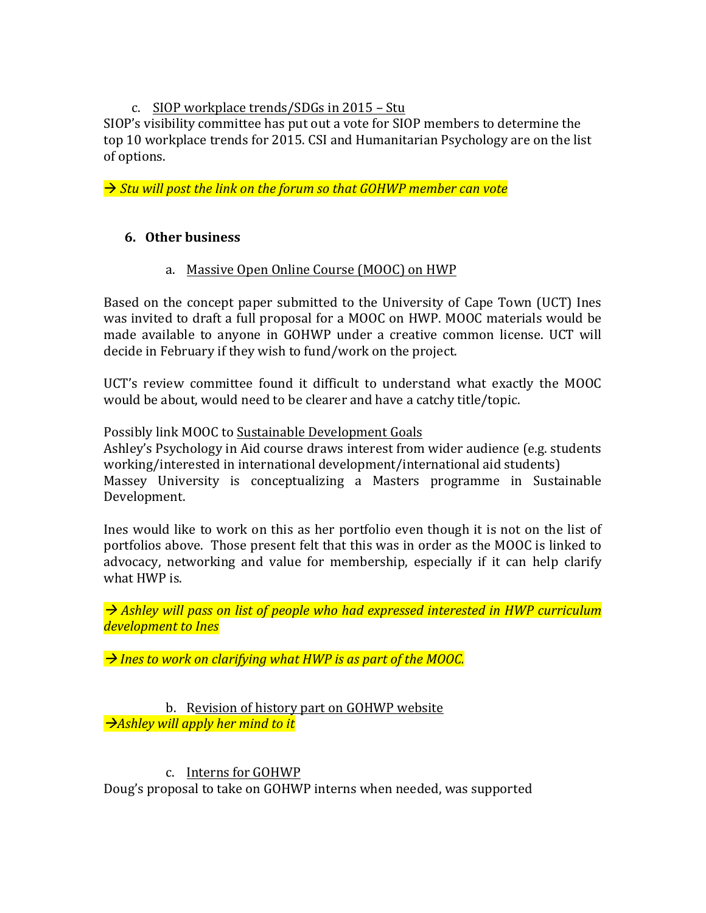c. <u>SIOP workplace trends/SDGs in 2015 – Stu</u>

SIOP's visibility committee has put out a vote for SIOP members to determine the top 10 workplace trends for 2015. CSI and Humanitarian Psychology are on the list of options.

*→ Stu will post the link on the forum so that GOHWP member can vote*

## 6. Other business

a. <u>Massive Open Online Course (MOOC) on HWP</u>

Based on the concept paper submitted to the University of Cape Town (UCT) Ines was invited to draft a full proposal for a MOOC on HWP. MOOC materials would be made available to anyone in GOHWP under a creative common license. UCT will decide in February if they wish to fund/work on the project.

UCT's review committee found it difficult to understand what exactly the MOOC would be about, would need to be clearer and have a catchy title/topic.

Possibly link MOOC to <u>Sustainable Development Goals</u>
Ashley's Psychology in Aid course draws interest from wider audience (e.g. students working/interested in international development/international aid students)
Massey University is conceptualizing a Masters programme in Sustainable Development.

Ines would like to work on this as her portfolio even though it is not on the list of portfolios above. Those present felt that this was in order as the MOOC is linked to advocacy, networking and value for membership, especially if it can help clarify what HWP is.

*→ Ashley will pass on list of people who had expressed interested in HWP curriculum development to Ines*

*→ Ines to work on clarifying what HWP is as part of the MOOC.*

b. <u>Revision of history part on GOHWP website</u>

*→Ashley will apply her mind to it*

c. <u>Interns for GOHWP</u>

Doug's proposal to take on GOHWP interns when needed, was supported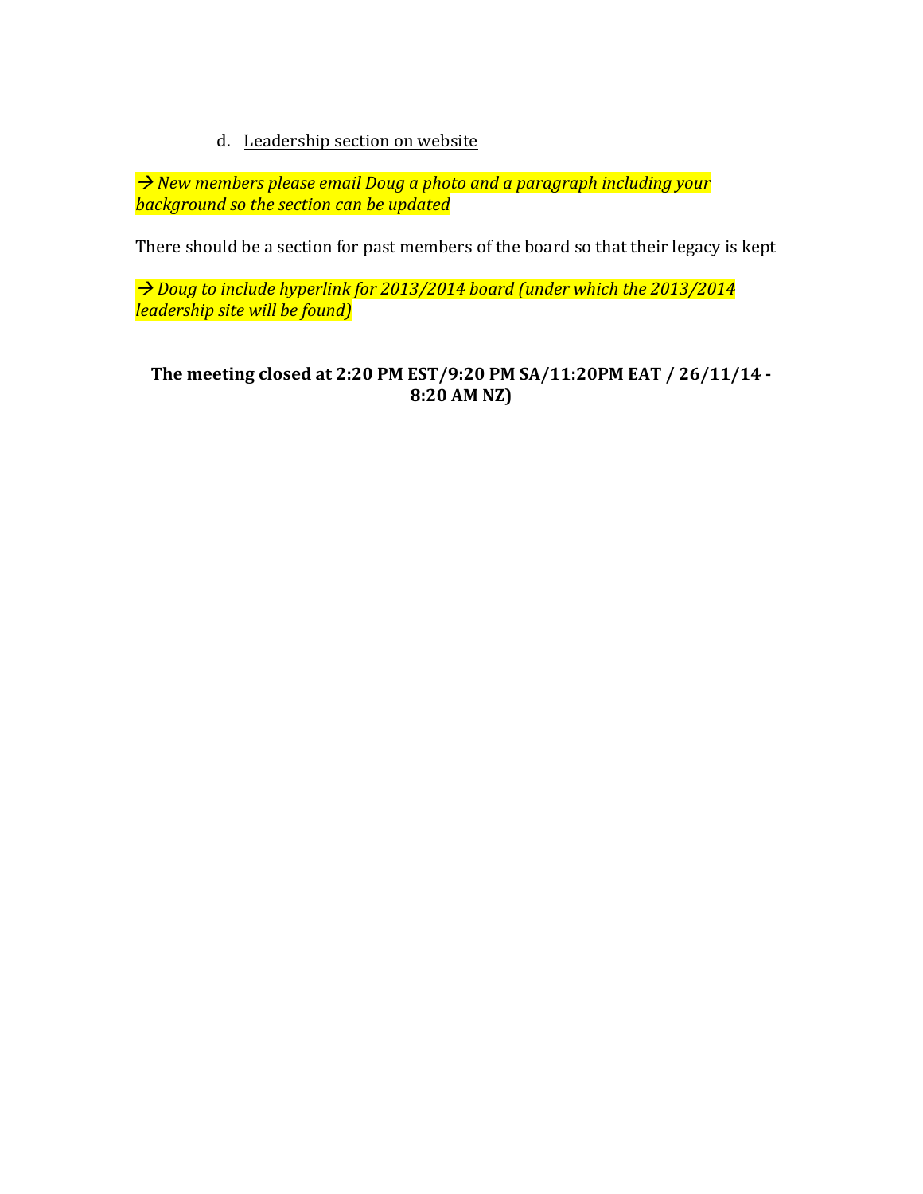d. Leadership section on website

*→ New members please email Doug a photo and a paragraph including your background so the section can be updated*

There should be a section for past members of the board so that their legacy is kept

*→ Doug to include hyperlink for 2013/2014 board (under which the 2013/2014 leadership site will be found)*

**The meeting closed at 2:20 PM EST/9:20 PM SA/11:20PM EAT / 26/11/14 - 8:20 AM NZ)**